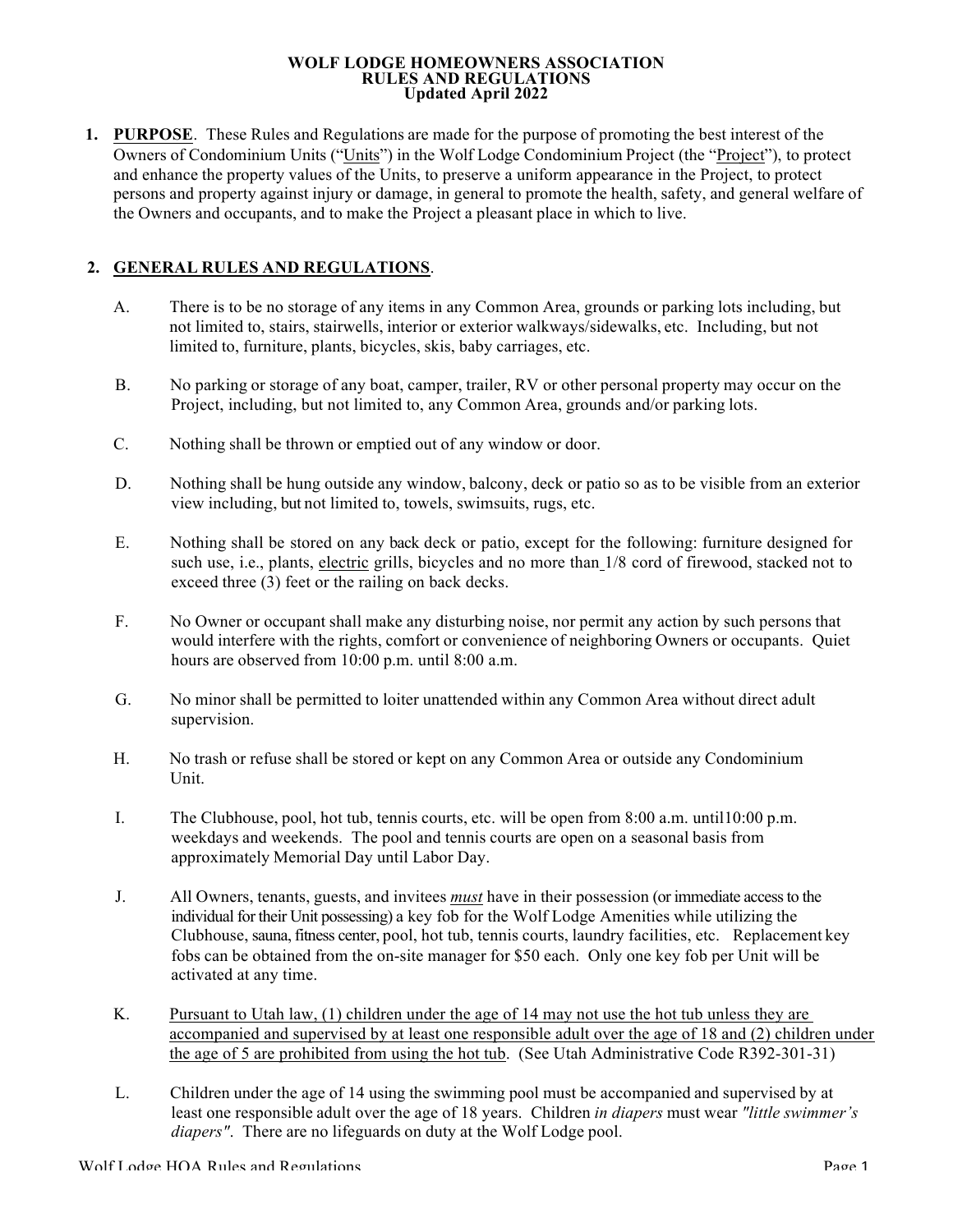# WOLF LODGE HOMEOWNERS ASSOCIATION
## RULES AND REGULATIONS
### Updated April 2022

1. **PURPOSE**. These Rules and Regulations are made for the purpose of promoting the best interest of the Owners of Condominium Units ("Units") in the Wolf Lodge Condominium Project (the "Project"), to protect and enhance the property values of the Units, to preserve a uniform appearance in the Project, to protect persons and property against injury or damage, in general to promote the health, safety, and general welfare of the Owners and occupants, and to make the Project a pleasant place in which to live.

2. **GENERAL RULES AND REGULATIONS**.

   A. There is to be no storage of any items in any Common Area, grounds or parking lots including, but not limited to, stairs, stairwells, interior or exterior walkways/sidewalks, etc. Including, but not limited to, furniture, plants, bicycles, skis, baby carriages, etc.

   B. No parking or storage of any boat, camper, trailer, RV or other personal property may occur on the Project, including, but not limited to, any Common Area, grounds and/or parking lots.

   C. Nothing shall be thrown or emptied out of any window or door.

   D. Nothing shall be hung outside any window, balcony, deck or patio so as to be visible from an exterior view including, but not limited to, towels, swimsuits, rugs, etc.

   E. Nothing shall be stored on any back deck or patio, except for the following: furniture designed for such use, i.e., plants, electric grills, bicycles and no more than 1/8 cord of firewood, stacked not to exceed three (3) feet or the railing on back decks.

   F. No Owner or occupant shall make any disturbing noise, nor permit any action by such persons that would interfere with the rights, comfort or convenience of neighboring Owners or occupants. Quiet hours are observed from 10:00 p.m. until 8:00 a.m.

   G. No minor shall be permitted to loiter unattended within any Common Area without direct adult supervision.

   H. No trash or refuse shall be stored or kept on any Common Area or outside any Condominium Unit.

   I. The Clubhouse, pool, hot tub, tennis courts, etc. will be open from 8:00 a.m. until10:00 p.m. weekdays and weekends. The pool and tennis courts are open on a seasonal basis from approximately Memorial Day until Labor Day.

   J. All Owners, tenants, guests, and invitees ***must*** have in their possession (or immediate access to the individual for their Unit possessing) a key fob for the Wolf Lodge Amenities while utilizing the Clubhouse, sauna, fitness center, pool, hot tub, tennis courts, laundry facilities, etc. Replacement key fobs can be obtained from the on-site manager for $50 each. Only one key fob per Unit will be activated at any time.

   K. Pursuant to Utah law, (1) children under the age of 14 may not use the hot tub unless they are accompanied and supervised by at least one responsible adult over the age of 18 and (2) children under the age of 5 are prohibited from using the hot tub. (See Utah Administrative Code R392-301-31)

   L. Children under the age of 14 using the swimming pool must be accompanied and supervised by at least one responsible adult over the age of 18 years. Children *in diapers* must wear *"little swimmer's diapers"*. There are no lifeguards on duty at the Wolf Lodge pool.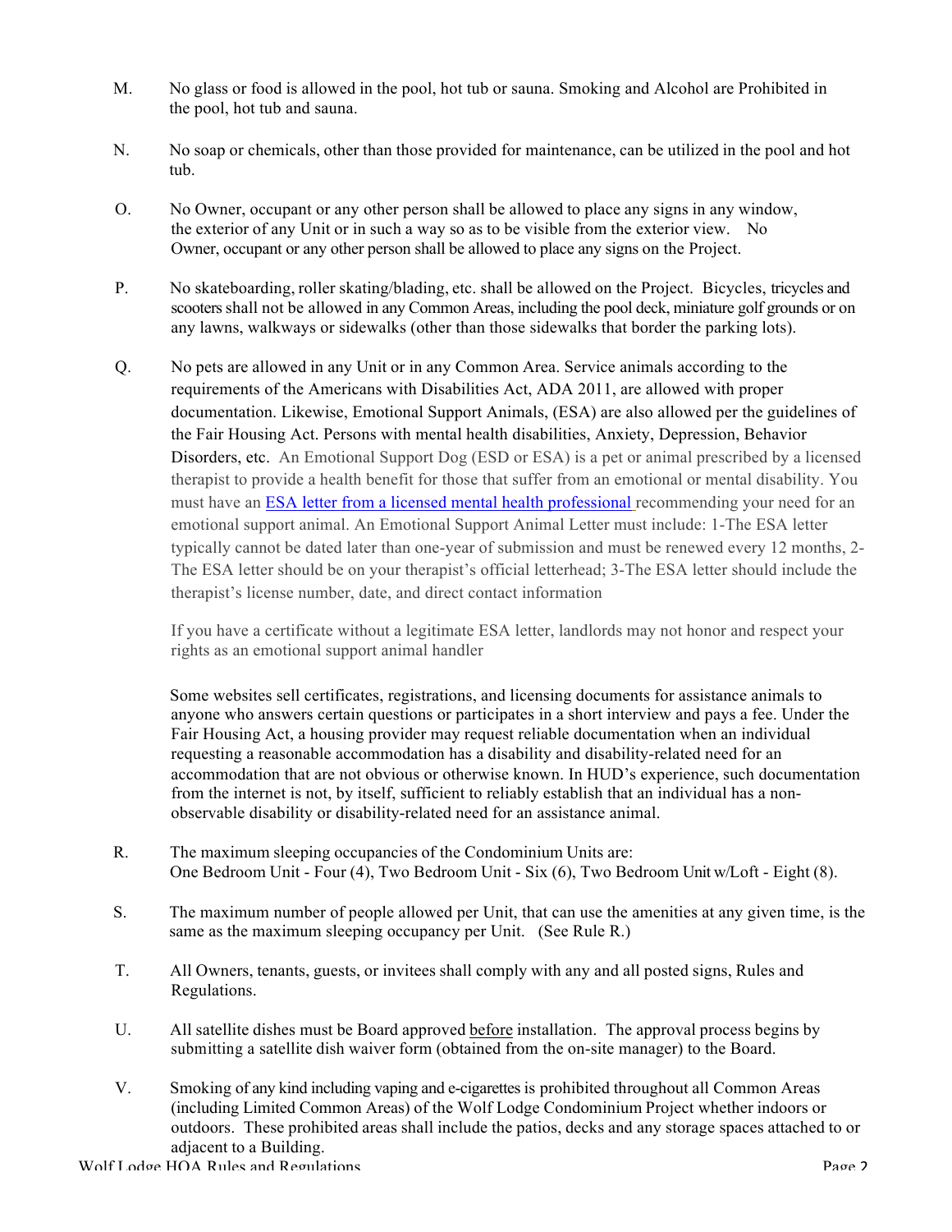M. No glass or food is allowed in the pool, hot tub or sauna. Smoking and Alcohol are Prohibited in the pool, hot tub and sauna.

N. No soap or chemicals, other than those provided for maintenance, can be utilized in the pool and hot tub.

O. No Owner, occupant or any other person shall be allowed to place any signs in any window, the exterior of any Unit or in such a way so as to be visible from the exterior view. No Owner, occupant or any other person shall be allowed to place any signs on the Project.

P. No skateboarding, roller skating/blading, etc. shall be allowed on the Project. Bicycles, tricycles and scooters shall not be allowed in any Common Areas, including the pool deck, miniature golf grounds or on any lawns, walkways or sidewalks (other than those sidewalks that border the parking lots).

Q. No pets are allowed in any Unit or in any Common Area. Service animals according to the requirements of the Americans with Disabilities Act, ADA 2011, are allowed with proper documentation. Likewise, Emotional Support Animals, (ESA) are also allowed per the guidelines of the Fair Housing Act. Persons with mental health disabilities, Anxiety, Depression, Behavior Disorders, etc. An Emotional Support Dog (ESD or ESA) is a pet or animal prescribed by a licensed therapist to provide a health benefit for those that suffer from an emotional or mental disability. You must have an ESA letter from a licensed mental health professional recommending your need for an emotional support animal. An Emotional Support Animal Letter must include: 1-The ESA letter typically cannot be dated later than one-year of submission and must be renewed every 12 months, 2-The ESA letter should be on your therapist's official letterhead; 3-The ESA letter should include the therapist's license number, date, and direct contact information

If you have a certificate without a legitimate ESA letter, landlords may not honor and respect your rights as an emotional support animal handler

Some websites sell certificates, registrations, and licensing documents for assistance animals to anyone who answers certain questions or participates in a short interview and pays a fee. Under the Fair Housing Act, a housing provider may request reliable documentation when an individual requesting a reasonable accommodation has a disability and disability-related need for an accommodation that are not obvious or otherwise known. In HUD's experience, such documentation from the internet is not, by itself, sufficient to reliably establish that an individual has a non-observable disability or disability-related need for an assistance animal.

R. The maximum sleeping occupancies of the Condominium Units are:
One Bedroom Unit - Four (4), Two Bedroom Unit - Six (6), Two Bedroom Unit w/Loft - Eight (8).

S. The maximum number of people allowed per Unit, that can use the amenities at any given time, is the same as the maximum sleeping occupancy per Unit. (See Rule R.)

T. All Owners, tenants, guests, or invitees shall comply with any and all posted signs, Rules and Regulations.

U. All satellite dishes must be Board approved before installation. The approval process begins by submitting a satellite dish waiver form (obtained from the on-site manager) to the Board.

V. Smoking of any kind including vaping and e-cigarettes is prohibited throughout all Common Areas (including Limited Common Areas) of the Wolf Lodge Condominium Project whether indoors or outdoors. These prohibited areas shall include the patios, decks and any storage spaces attached to or adjacent to a Building.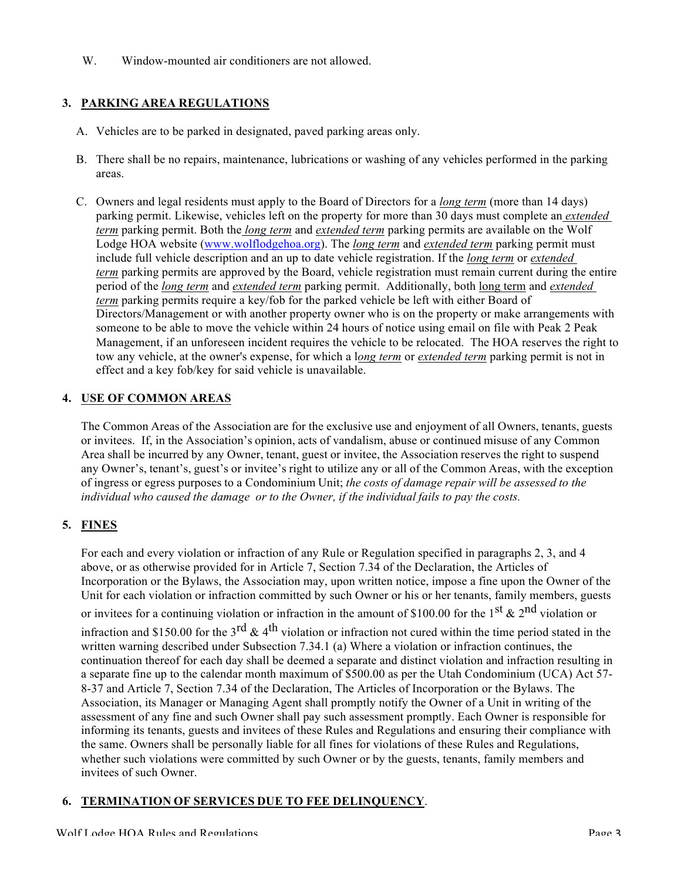W. Window-mounted air conditioners are not allowed.

## 3. PARKING AREA REGULATIONS

A. Vehicles are to be parked in designated, paved parking areas only.

B. There shall be no repairs, maintenance, lubrications or washing of any vehicles performed in the parking areas.

C. Owners and legal residents must apply to the Board of Directors for a *long term* (more than 14 days) parking permit. Likewise, vehicles left on the property for more than 30 days must complete an *extended term* parking permit. Both the *long term* and *extended term* parking permits are available on the Wolf Lodge HOA website (www.wolflodgehoa.org). The *long term* and *extended term* parking permit must include full vehicle description and an up to date vehicle registration. If the *long term* or *extended term* parking permits are approved by the Board, vehicle registration must remain current during the entire period of the *long term* and *extended term* parking permit. Additionally, both long term and *extended term* parking permits require a key/fob for the parked vehicle be left with either Board of Directors/Management or with another property owner who is on the property or make arrangements with someone to be able to move the vehicle within 24 hours of notice using email on file with Peak 2 Peak Management, if an unforeseen incident requires the vehicle to be relocated. The HOA reserves the right to tow any vehicle, at the owner's expense, for which a l*ong term* or *extended term* parking permit is not in effect and a key fob/key for said vehicle is unavailable.

## 4. USE OF COMMON AREAS

The Common Areas of the Association are for the exclusive use and enjoyment of all Owners, tenants, guests or invitees. If, in the Association's opinion, acts of vandalism, abuse or continued misuse of any Common Area shall be incurred by any Owner, tenant, guest or invitee, the Association reserves the right to suspend any Owner's, tenant's, guest's or invitee's right to utilize any or all of the Common Areas, with the exception of ingress or egress purposes to a Condominium Unit; *the costs of damage repair will be assessed to the individual who caused the damage or to the Owner, if the individual fails to pay the costs.*

## 5. FINES

For each and every violation or infraction of any Rule or Regulation specified in paragraphs 2, 3, and 4 above, or as otherwise provided for in Article 7, Section 7.34 of the Declaration, the Articles of Incorporation or the Bylaws, the Association may, upon written notice, impose a fine upon the Owner of the Unit for each violation or infraction committed by such Owner or his or her tenants, family members, guests or invitees for a continuing violation or infraction in the amount of $100.00 for the 1st & 2nd violation or infraction and $150.00 for the 3rd & 4th violation or infraction not cured within the time period stated in the written warning described under Subsection 7.34.1 (a) Where a violation or infraction continues, the continuation thereof for each day shall be deemed a separate and distinct violation and infraction resulting in a separate fine up to the calendar month maximum of $500.00 as per the Utah Condominium (UCA) Act 57-8-37 and Article 7, Section 7.34 of the Declaration, The Articles of Incorporation or the Bylaws. The Association, its Manager or Managing Agent shall promptly notify the Owner of a Unit in writing of the assessment of any fine and such Owner shall pay such assessment promptly. Each Owner is responsible for informing its tenants, guests and invitees of these Rules and Regulations and ensuring their compliance with the same. Owners shall be personally liable for all fines for violations of these Rules and Regulations, whether such violations were committed by such Owner or by the guests, tenants, family members and invitees of such Owner.

## 6. TERMINATION OF SERVICES DUE TO FEE DELINQUENCY.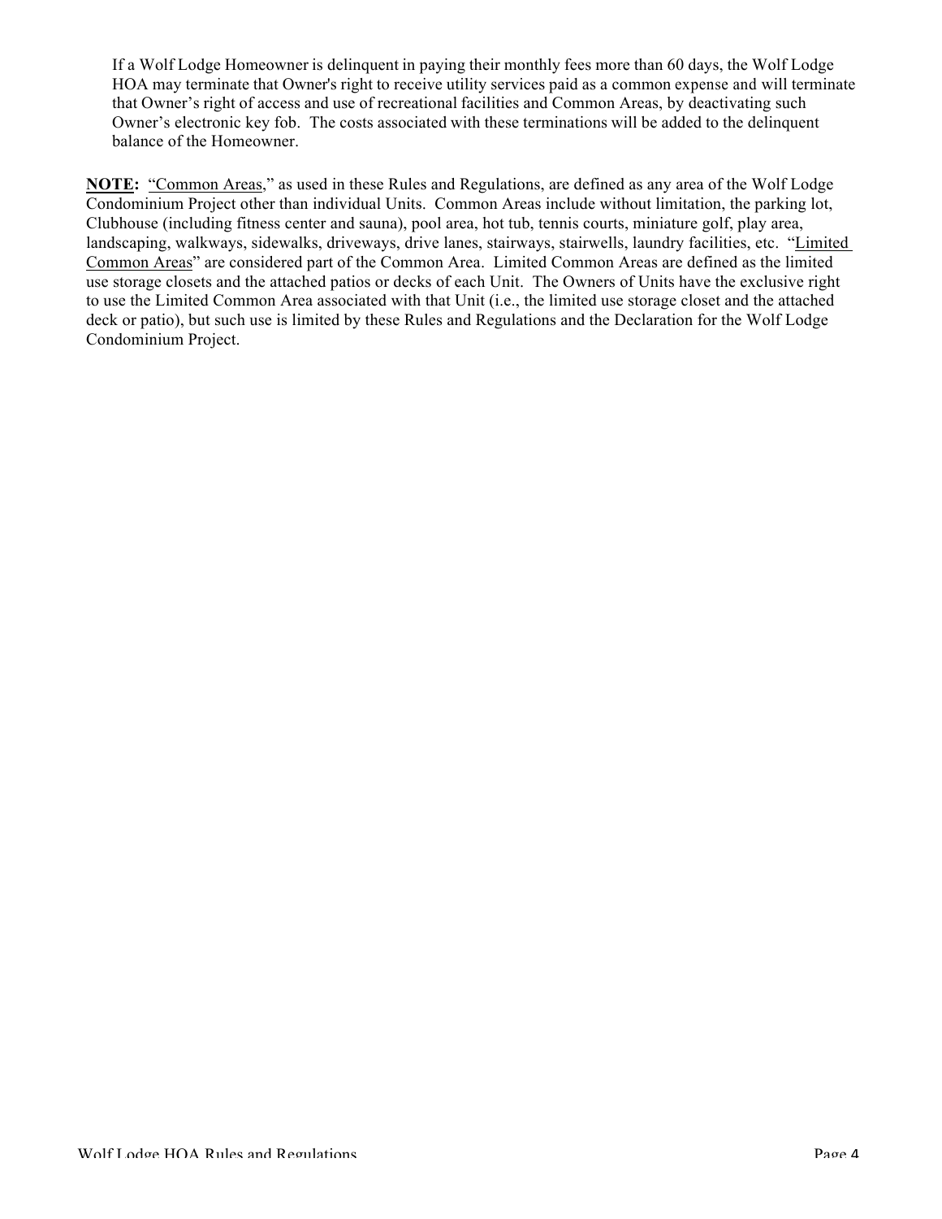If a Wolf Lodge Homeowner is delinquent in paying their monthly fees more than 60 days, the Wolf Lodge HOA may terminate that Owner's right to receive utility services paid as a common expense and will terminate that Owner's right of access and use of recreational facilities and Common Areas, by deactivating such Owner's electronic key fob. The costs associated with these terminations will be added to the delinquent balance of the Homeowner.

**NOTE:** "Common Areas," as used in these Rules and Regulations, are defined as any area of the Wolf Lodge Condominium Project other than individual Units. Common Areas include without limitation, the parking lot, Clubhouse (including fitness center and sauna), pool area, hot tub, tennis courts, miniature golf, play area, landscaping, walkways, sidewalks, driveways, drive lanes, stairways, stairwells, laundry facilities, etc. "Limited Common Areas" are considered part of the Common Area. Limited Common Areas are defined as the limited use storage closets and the attached patios or decks of each Unit. The Owners of Units have the exclusive right to use the Limited Common Area associated with that Unit (i.e., the limited use storage closet and the attached deck or patio), but such use is limited by these Rules and Regulations and the Declaration for the Wolf Lodge Condominium Project.